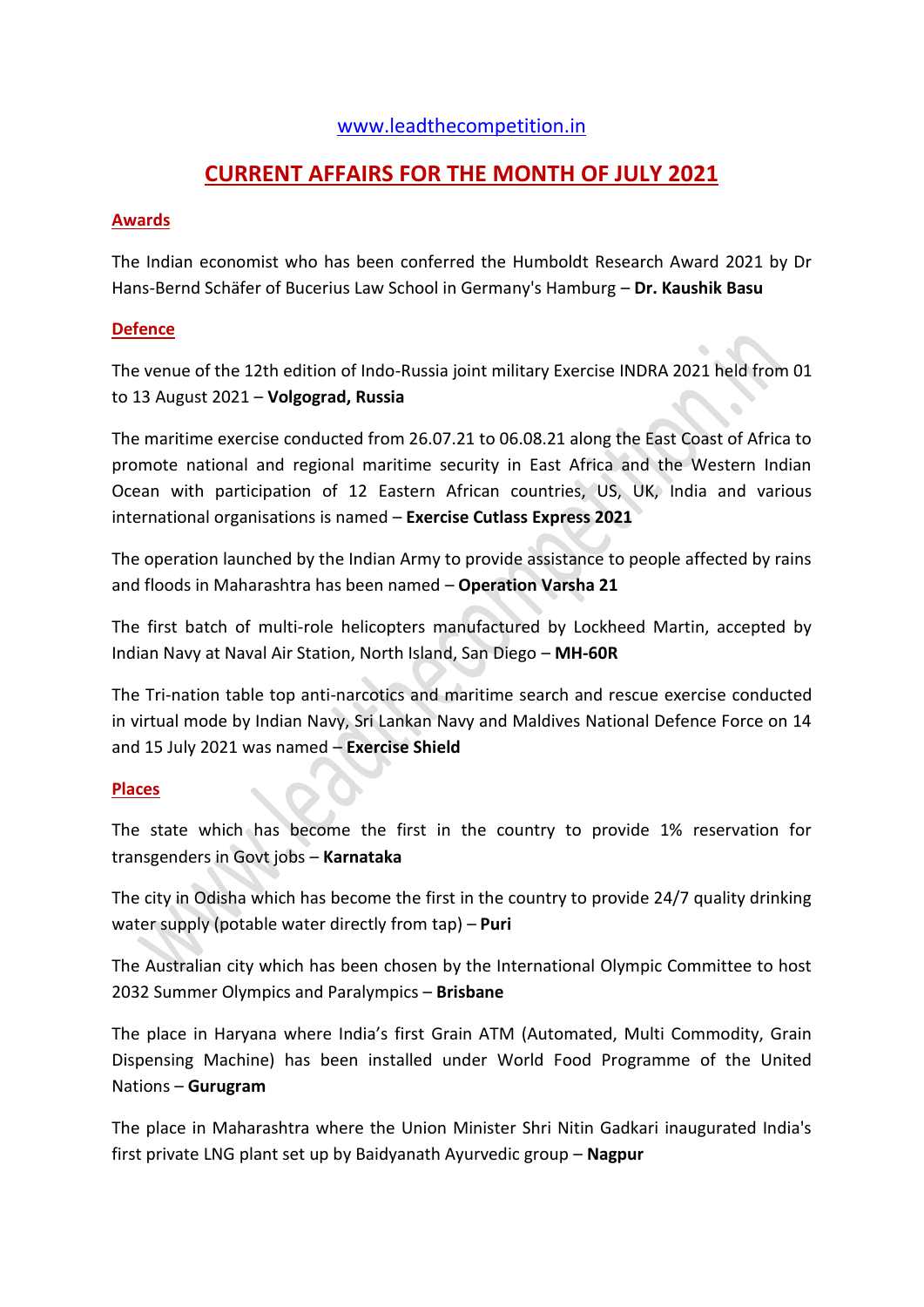www.leadthecompetition.in

# CURRENT AFFAIRS FOR THE MONTH OF JULY 2021

## Awards

The Indian economist who has been conferred the Humboldt Research Award 2021 by Dr Hans-Bernd Schäfer of Bucerius Law School in Germany's Hamburg – **Dr. Kaushik Basu**

## Defence

The venue of the 12th edition of Indo-Russia joint military Exercise INDRA 2021 held from 01 to 13 August 2021 – **Volgograd, Russia**

The maritime exercise conducted from 26.07.21 to 06.08.21 along the East Coast of Africa to promote national and regional maritime security in East Africa and the Western Indian Ocean with participation of 12 Eastern African countries, US, UK, India and various international organisations is named – **Exercise Cutlass Express 2021**

The operation launched by the Indian Army to provide assistance to people affected by rains and floods in Maharashtra has been named – **Operation Varsha 21**

The first batch of multi-role helicopters manufactured by Lockheed Martin, accepted by Indian Navy at Naval Air Station, North Island, San Diego – **MH-60R**

The Tri-nation table top anti-narcotics and maritime search and rescue exercise conducted in virtual mode by Indian Navy, Sri Lankan Navy and Maldives National Defence Force on 14 and 15 July 2021 was named – **Exercise Shield**

## Places

The state which has become the first in the country to provide 1% reservation for transgenders in Govt jobs – **Karnataka**

The city in Odisha which has become the first in the country to provide 24/7 quality drinking water supply (potable water directly from tap) – **Puri**

The Australian city which has been chosen by the International Olympic Committee to host 2032 Summer Olympics and Paralympics – **Brisbane**

The place in Haryana where India's first Grain ATM (Automated, Multi Commodity, Grain Dispensing Machine) has been installed under World Food Programme of the United Nations – **Gurugram**

The place in Maharashtra where the Union Minister Shri Nitin Gadkari inaugurated India's first private LNG plant set up by Baidyanath Ayurvedic group – **Nagpur**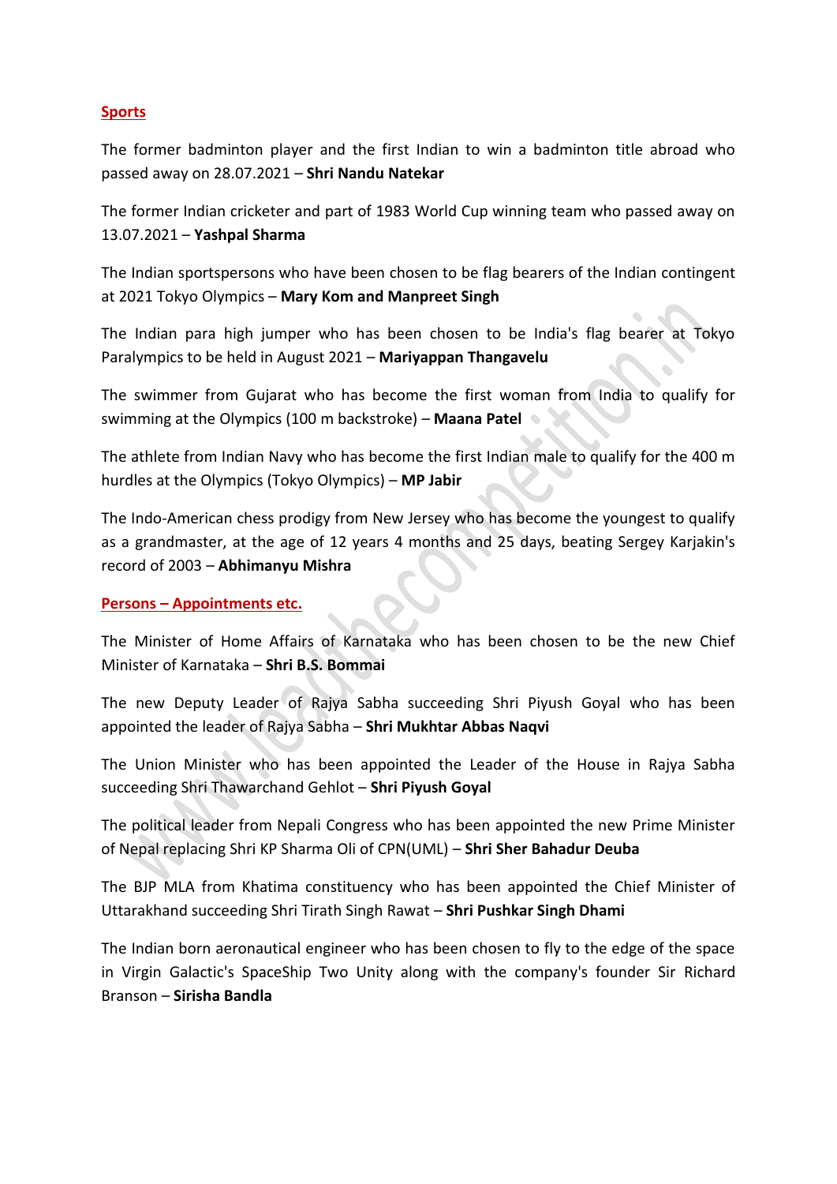## Sports

The former badminton player and the first Indian to win a badminton title abroad who passed away on 28.07.2021 – **Shri Nandu Natekar**

The former Indian cricketer and part of 1983 World Cup winning team who passed away on 13.07.2021 – **Yashpal Sharma**

The Indian sportspersons who have been chosen to be flag bearers of the Indian contingent at 2021 Tokyo Olympics – **Mary Kom and Manpreet Singh**

The Indian para high jumper who has been chosen to be India's flag bearer at Tokyo Paralympics to be held in August 2021 – **Mariyappan Thangavelu**

The swimmer from Gujarat who has become the first woman from India to qualify for swimming at the Olympics (100 m backstroke) – **Maana Patel**

The athlete from Indian Navy who has become the first Indian male to qualify for the 400 m hurdles at the Olympics (Tokyo Olympics) – **MP Jabir**

The Indo-American chess prodigy from New Jersey who has become the youngest to qualify as a grandmaster, at the age of 12 years 4 months and 25 days, beating Sergey Karjakin's record of 2003 – **Abhimanyu Mishra**

## Persons – Appointments etc.

The Minister of Home Affairs of Karnataka who has been chosen to be the new Chief Minister of Karnataka – **Shri B.S. Bommai**

The new Deputy Leader of Rajya Sabha succeeding Shri Piyush Goyal who has been appointed the leader of Rajya Sabha – **Shri Mukhtar Abbas Naqvi**

The Union Minister who has been appointed the Leader of the House in Rajya Sabha succeeding Shri Thawarchand Gehlot – **Shri Piyush Goyal**

The political leader from Nepali Congress who has been appointed the new Prime Minister of Nepal replacing Shri KP Sharma Oli of CPN(UML) – **Shri Sher Bahadur Deuba**

The BJP MLA from Khatima constituency who has been appointed the Chief Minister of Uttarakhand succeeding Shri Tirath Singh Rawat – **Shri Pushkar Singh Dhami**

The Indian born aeronautical engineer who has been chosen to fly to the edge of the space in Virgin Galactic's SpaceShip Two Unity along with the company's founder Sir Richard Branson – **Sirisha Bandla**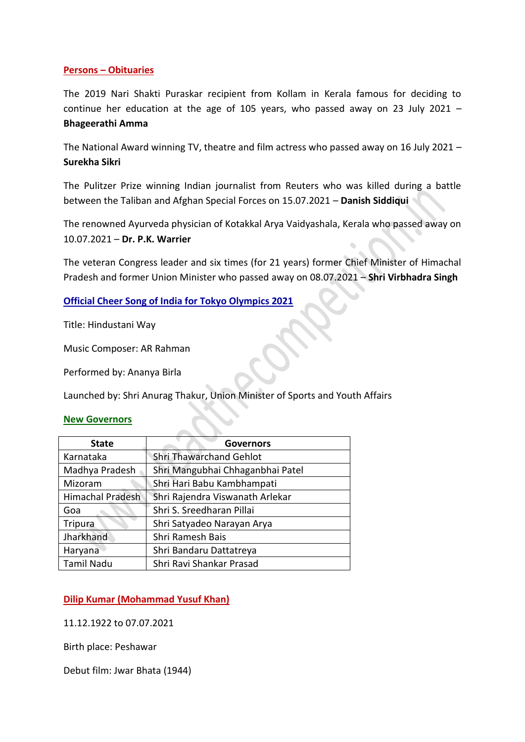## Persons – Obituaries

The 2019 Nari Shakti Puraskar recipient from Kollam in Kerala famous for deciding to continue her education at the age of 105 years, who passed away on 23 July 2021 – **Bhageerathi Amma**

The National Award winning TV, theatre and film actress who passed away on 16 July 2021 – **Surekha Sikri**

The Pulitzer Prize winning Indian journalist from Reuters who was killed during a battle between the Taliban and Afghan Special Forces on 15.07.2021 – **Danish Siddiqui**

The renowned Ayurveda physician of Kotakkal Arya Vaidyashala, Kerala who passed away on 10.07.2021 – **Dr. P.K. Warrier**

The veteran Congress leader and six times (for 21 years) former Chief Minister of Himachal Pradesh and former Union Minister who passed away on 08.07.2021 – **Shri Virbhadra Singh**

## Official Cheer Song of India for Tokyo Olympics 2021

Title: Hindustani Way

Music Composer: AR Rahman

Performed by: Ananya Birla

Launched by: Shri Anurag Thakur, Union Minister of Sports and Youth Affairs

## New Governors

| State | Governors |
|---|---|
| Karnataka | Shri Thawarchand Gehlot |
| Madhya Pradesh | Shri Mangubhai Chhaganbhai Patel |
| Mizoram | Shri Hari Babu Kambhampati |
| Himachal Pradesh | Shri Rajendra Viswanath Arlekar |
| Goa | Shri S. Sreedharan Pillai |
| Tripura | Shri Satyadeo Narayan Arya |
| Jharkhand | Shri Ramesh Bais |
| Haryana | Shri Bandaru Dattatreya |
| Tamil Nadu | Shri Ravi Shankar Prasad |

## Dilip Kumar (Mohammad Yusuf Khan)

11.12.1922 to 07.07.2021

Birth place: Peshawar

Debut film: Jwar Bhata (1944)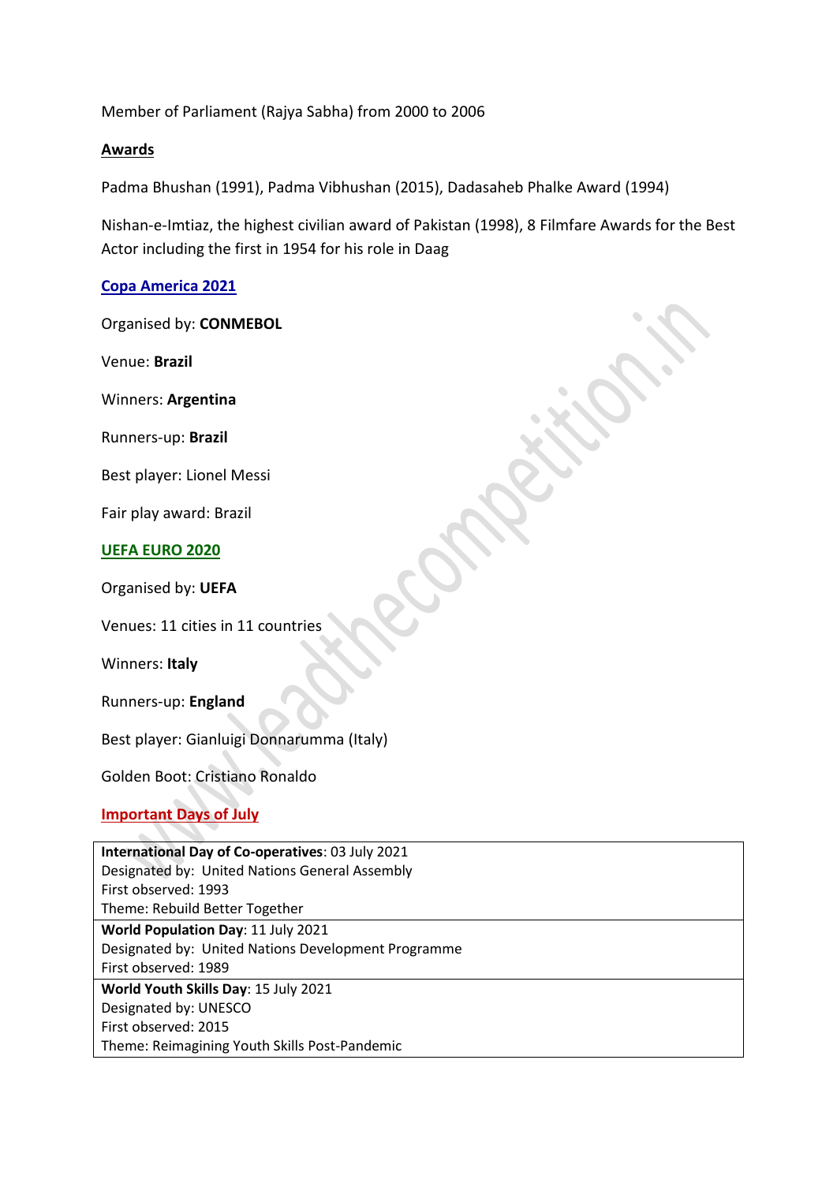Member of Parliament (Rajya Sabha) from 2000 to 2006

**Awards**

Padma Bhushan (1991), Padma Vibhushan (2015), Dadasaheb Phalke Award (1994)

Nishan-e-Imtiaz, the highest civilian award of Pakistan (1998), 8 Filmfare Awards for the Best Actor including the first in 1954 for his role in Daag

## Copa America 2021

Organised by: **CONMEBOL**

Venue: **Brazil**

Winners: **Argentina**

Runners-up: **Brazil**

Best player: Lionel Messi

Fair play award: Brazil

## UEFA EURO 2020

Organised by: **UEFA**

Venues: 11 cities in 11 countries

Winners: **Italy**

Runners-up: **England**

Best player: Gianluigi Donnarumma (Italy)

Golden Boot: Cristiano Ronaldo

## Important Days of July

| |
|---|
| **International Day of Co-operatives**: 03 July 2021<br>Designated by: United Nations General Assembly<br>First observed: 1993<br>Theme: Rebuild Better Together |
| **World Population Day**: 11 July 2021<br>Designated by: United Nations Development Programme<br>First observed: 1989 |
| **World Youth Skills Day**: 15 July 2021<br>Designated by: UNESCO<br>First observed: 2015<br>Theme: Reimagining Youth Skills Post-Pandemic |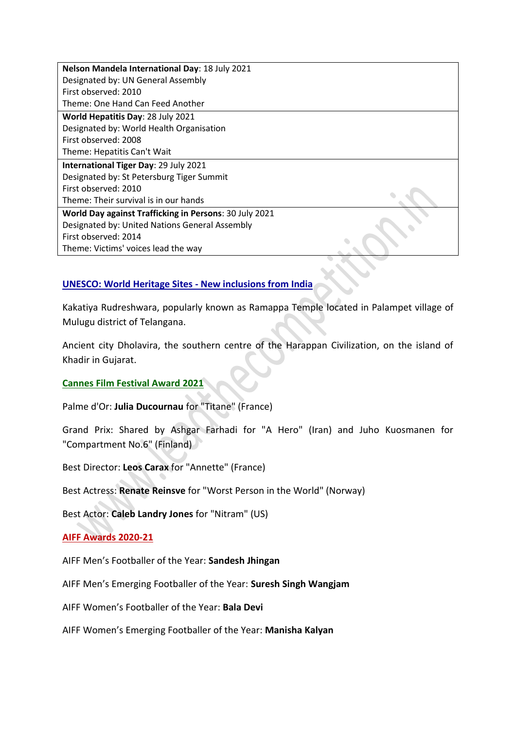| |
|---|
| **Nelson Mandela International Day**: 18 July 2021<br>Designated by: UN General Assembly<br>First observed: 2010<br>Theme: One Hand Can Feed Another |
| **World Hepatitis Day**: 28 July 2021<br>Designated by: World Health Organisation<br>First observed: 2008<br>Theme: Hepatitis Can't Wait |
| **International Tiger Day**: 29 July 2021<br>Designated by: St Petersburg Tiger Summit<br>First observed: 2010<br>Theme: Their survival is in our hands |
| **World Day against Trafficking in Persons**: 30 July 2021<br>Designated by: United Nations General Assembly<br>First observed: 2014<br>Theme: Victims' voices lead the way |

## UNESCO: World Heritage Sites - New inclusions from India

Kakatiya Rudreshwara, popularly known as Ramappa Temple located in Palampet village of Mulugu district of Telangana.

Ancient city Dholavira, the southern centre of the Harappan Civilization, on the island of Khadir in Gujarat.

## Cannes Film Festival Award 2021

Palme d'Or: **Julia Ducournau** for "Titane" (France)

Grand Prix: Shared by Ashgar Farhadi for "A Hero" (Iran) and Juho Kuosmanen for "Compartment No.6" (Finland)

Best Director: **Leos Carax** for "Annette" (France)

Best Actress: **Renate Reinsve** for "Worst Person in the World" (Norway)

Best Actor: **Caleb Landry Jones** for "Nitram" (US)

## AIFF Awards 2020-21

AIFF Men's Footballer of the Year: **Sandesh Jhingan**

AIFF Men's Emerging Footballer of the Year: **Suresh Singh Wangjam**

AIFF Women's Footballer of the Year: **Bala Devi**

AIFF Women's Emerging Footballer of the Year: **Manisha Kalyan**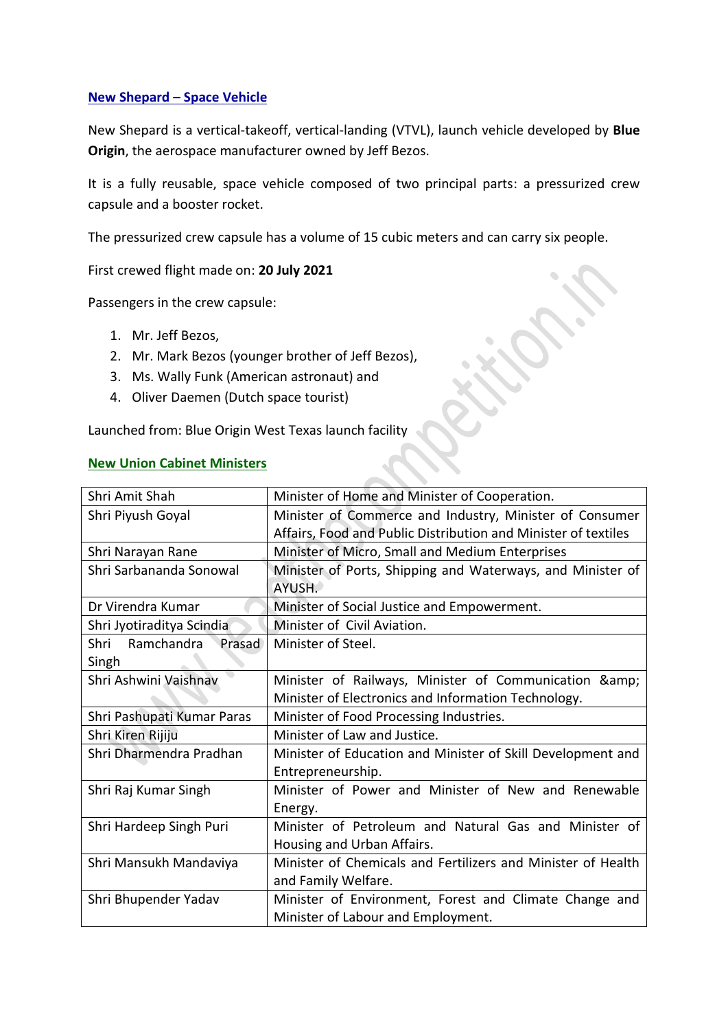## New Shepard – Space Vehicle

New Shepard is a vertical-takeoff, vertical-landing (VTVL), launch vehicle developed by **Blue Origin**, the aerospace manufacturer owned by Jeff Bezos.

It is a fully reusable, space vehicle composed of two principal parts: a pressurized crew capsule and a booster rocket.

The pressurized crew capsule has a volume of 15 cubic meters and can carry six people.

First crewed flight made on: **20 July 2021**

Passengers in the crew capsule:

1. Mr. Jeff Bezos,
2. Mr. Mark Bezos (younger brother of Jeff Bezos),
3. Ms. Wally Funk (American astronaut) and
4. Oliver Daemen (Dutch space tourist)

Launched from: Blue Origin West Texas launch facility

## New Union Cabinet Ministers

| | |
|---|---|
| Shri Amit Shah | Minister of Home and Minister of Cooperation. |
| Shri Piyush Goyal | Minister of Commerce and Industry, Minister of Consumer Affairs, Food and Public Distribution and Minister of textiles |
| Shri Narayan Rane | Minister of Micro, Small and Medium Enterprises |
| Shri Sarbananda Sonowal | Minister of Ports, Shipping and Waterways, and Minister of AYUSH. |
| Dr Virendra Kumar | Minister of Social Justice and Empowerment. |
| Shri Jyotiraditya Scindia | Minister of Civil Aviation. |
| Shri Ramchandra Prasad Singh | Minister of Steel. |
| Shri Ashwini Vaishnav | Minister of Railways, Minister of Communication &amp; Minister of Electronics and Information Technology. |
| Shri Pashupati Kumar Paras | Minister of Food Processing Industries. |
| Shri Kiren Rijiju | Minister of Law and Justice. |
| Shri Dharmendra Pradhan | Minister of Education and Minister of Skill Development and Entrepreneurship. |
| Shri Raj Kumar Singh | Minister of Power and Minister of New and Renewable Energy. |
| Shri Hardeep Singh Puri | Minister of Petroleum and Natural Gas and Minister of Housing and Urban Affairs. |
| Shri Mansukh Mandaviya | Minister of Chemicals and Fertilizers and Minister of Health and Family Welfare. |
| Shri Bhupender Yadav | Minister of Environment, Forest and Climate Change and Minister of Labour and Employment. |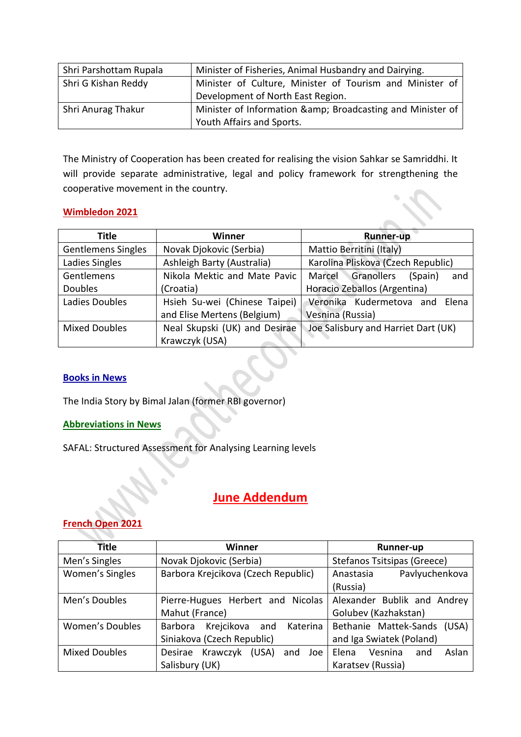| Shri Parshottam Rupala | Minister of Fisheries, Animal Husbandry and Dairying. |
|---|---|
| Shri G Kishan Reddy | Minister of Culture, Minister of Tourism and Minister of Development of North East Region. |
| Shri Anurag Thakur | Minister of Information &amp; Broadcasting and Minister of Youth Affairs and Sports. |

The Ministry of Cooperation has been created for realising the vision Sahkar se Samriddhi. It will provide separate administrative, legal and policy framework for strengthening the cooperative movement in the country.

### Wimbledon 2021

| Title | Winner | Runner-up |
|---|---|---|
| Gentlemens Singles | Novak Djokovic (Serbia) | Mattio Berritini (Italy) |
| Ladies Singles | Ashleigh Barty (Australia) | Karolina Pliskova (Czech Republic) |
| Gentlemens Doubles | Nikola Mektic and Mate Pavic (Croatia) | Marcel Granollers (Spain) and Horacio Zeballos (Argentina) |
| Ladies Doubles | Hsieh Su-wei (Chinese Taipei) and Elise Mertens (Belgium) | Veronika Kudermetova and Elena Vesnina (Russia) |
| Mixed Doubles | Neal Skupski (UK) and Desirae Krawczyk (USA) | Joe Salisbury and Harriet Dart (UK) |

### Books in News

The India Story by Bimal Jalan (former RBI governor)

### Abbreviations in News

SAFAL: Structured Assessment for Analysing Learning levels

## June Addendum

### French Open 2021

| Title | Winner | Runner-up |
|---|---|---|
| Men's Singles | Novak Djokovic (Serbia) | Stefanos Tsitsipas (Greece) |
| Women's Singles | Barbora Krejcikova (Czech Republic) | Anastasia Pavlyuchenkova (Russia) |
| Men's Doubles | Pierre-Hugues Herbert and Nicolas Mahut (France) | Alexander Bublik and Andrey Golubev (Kazhakstan) |
| Women's Doubles | Barbora Krejcikova and Katerina Siniakova (Czech Republic) | Bethanie Mattek-Sands (USA) and Iga Swiatek (Poland) |
| Mixed Doubles | Desirae Krawczyk (USA) and Joe Salisbury (UK) | Elena Vesnina and Aslan Karatsev (Russia) |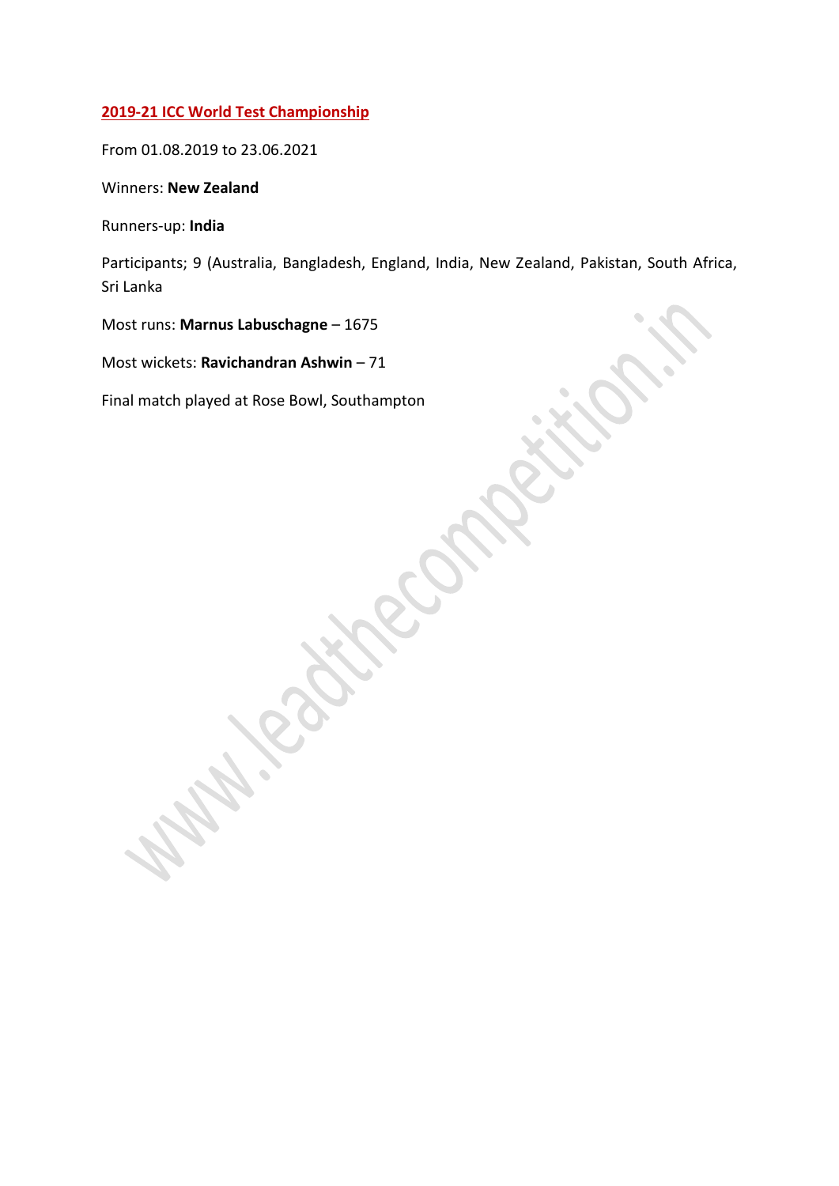**2019-21 ICC World Test Championship**

From 01.08.2019 to 23.06.2021

Winners: **New Zealand**

Runners-up: **India**

Participants; 9 (Australia, Bangladesh, England, India, New Zealand, Pakistan, South Africa, Sri Lanka

Most runs: **Marnus Labuschagne** – 1675

Most wickets: **Ravichandran Ashwin** – 71

Final match played at Rose Bowl, Southampton